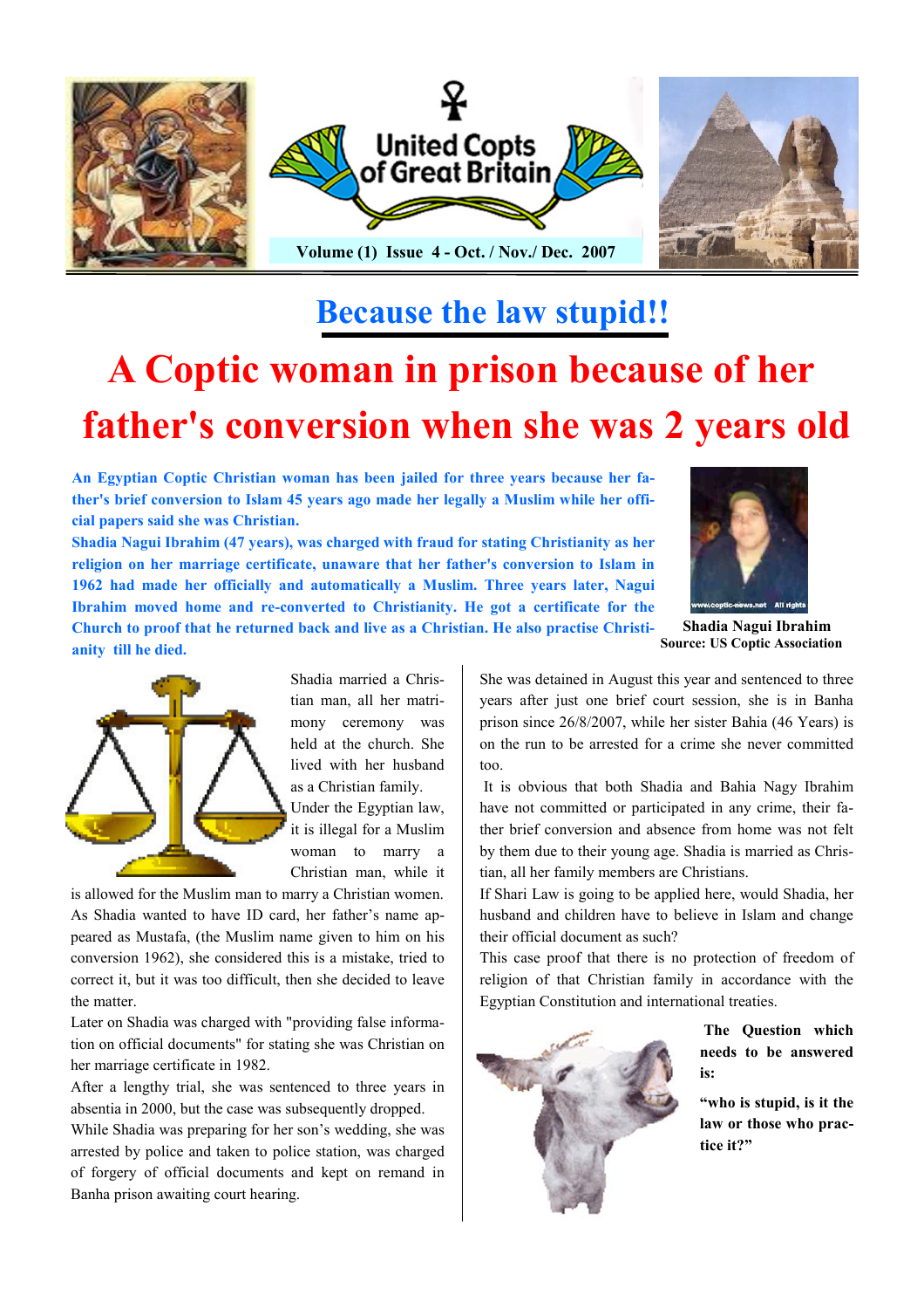United Copts of Great Britain

Volume (1) Issue 4 - Oct. / Nov./ Dec. 2007

## Because the law stupid!!

# A Coptic woman in prison because of her father's conversion when she was 2 years old

**An Egyptian Coptic Christian woman has been jailed for three years because her father's brief conversion to Islam 45 years ago made her legally a Muslim while her official papers said she was Christian.**

**Shadia Nagui Ibrahim (47 years), was charged with fraud for stating Christianity as her religion on her marriage certificate, unaware that her father's conversion to Islam in 1962 had made her officially and automatically a Muslim. Three years later, Nagui Ibrahim moved home and re-converted to Christianity. He got a certificate for the Church to proof that he returned back and live as a Christian. He also practise Christianity till he died.**

**Shadia Nagui Ibrahim**
**Source: US Coptic Association**

Shadia married a Christian man, all her matrimony ceremony was held at the church. She lived with her husband as a Christian family.

Under the Egyptian law, it is illegal for a Muslim woman to marry a Christian man, while it is allowed for the Muslim man to marry a Christian women.

As Shadia wanted to have ID card, her father's name appeared as Mustafa, (the Muslim name given to him on his conversion 1962), she considered this is a mistake, tried to correct it, but it was too difficult, then she decided to leave the matter.

Later on Shadia was charged with "providing false information on official documents" for stating she was Christian on her marriage certificate in 1982.

After a lengthy trial, she was sentenced to three years in absentia in 2000, but the case was subsequently dropped.

While Shadia was preparing for her son's wedding, she was arrested by police and taken to police station, was charged of forgery of official documents and kept on remand in Banha prison awaiting court hearing.

She was detained in August this year and sentenced to three years after just one brief court session, she is in Banha prison since 26/8/2007, while her sister Bahia (46 Years) is on the run to be arrested for a crime she never committed too.

It is obvious that both Shadia and Bahia Nagy Ibrahim have not committed or participated in any crime, their father brief conversion and absence from home was not felt by them due to their young age. Shadia is married as Christian, all her family members are Christians.

If Shari Law is going to be applied here, would Shadia, her husband and children have to believe in Islam and change their official document as such?

This case proof that there is no protection of freedom of religion of that Christian family in accordance with the Egyptian Constitution and international treaties.

**The Question which needs to be answered is:**

**"who is stupid, is it the law or those who practice it?"**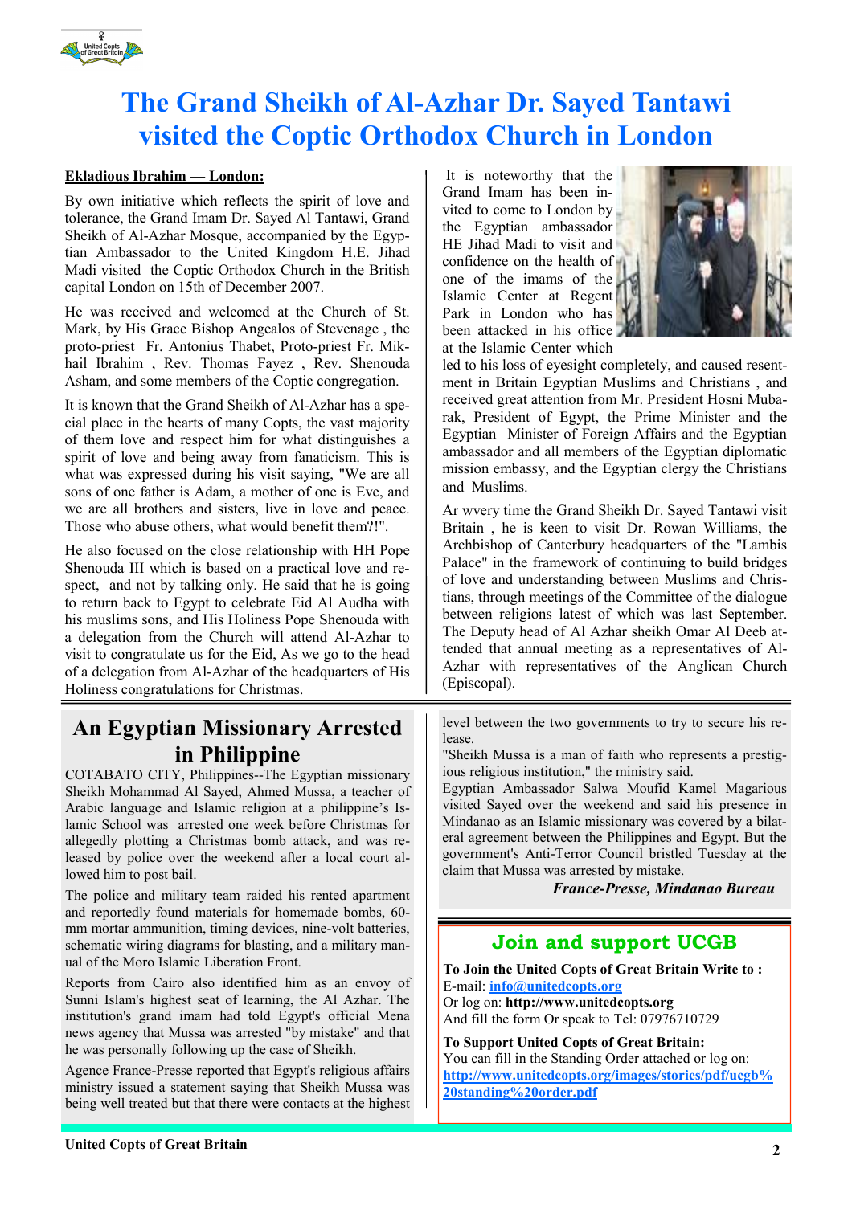# The Grand Sheikh of Al-Azhar Dr. Sayed Tantawi visited the Coptic Orthodox Church in London

**Ekladious Ibrahim — London:**

By own initiative which reflects the spirit of love and tolerance, the Grand Imam Dr. Sayed Al Tantawi, Grand Sheikh of Al-Azhar Mosque, accompanied by the Egyptian Ambassador to the United Kingdom H.E. Jihad Madi visited the Coptic Orthodox Church in the British capital London on 15th of December 2007.

He was received and welcomed at the Church of St. Mark, by His Grace Bishop Angealos of Stevenage , the proto-priest Fr. Antonius Thabet, Proto-priest Fr. Mikhail Ibrahim , Rev. Thomas Fayez , Rev. Shenouda Asham, and some members of the Coptic congregation.

It is known that the Grand Sheikh of Al-Azhar has a special place in the hearts of many Copts, the vast majority of them love and respect him for what distinguishes a spirit of love and being away from fanaticism. This is what was expressed during his visit saying, "We are all sons of one father is Adam, a mother of one is Eve, and we are all brothers and sisters, live in love and peace. Those who abuse others, what would benefit them?!".

He also focused on the close relationship with HH Pope Shenouda III which is based on a practical love and respect, and not by talking only. He said that he is going to return back to Egypt to celebrate Eid Al Audha with his muslims sons, and His Holiness Pope Shenouda with a delegation from the Church will attend Al-Azhar to visit to congratulate us for the Eid, As we go to the head of a delegation from Al-Azhar of the headquarters of His Holiness congratulations for Christmas.

It is noteworthy that the Grand Imam has been invited to come to London by the Egyptian ambassador HE Jihad Madi to visit and confidence on the health of one of the imams of the Islamic Center at Regent Park in London who has been attacked in his office at the Islamic Center which led to his loss of eyesight completely, and caused resentment in Britain Egyptian Muslims and Christians , and received great attention from Mr. President Hosni Mubarak, President of Egypt, the Prime Minister and the Egyptian Minister of Foreign Affairs and the Egyptian ambassador and all members of the Egyptian diplomatic mission embassy, and the Egyptian clergy the Christians and Muslims.

Ar wvery time the Grand Sheikh Dr. Sayed Tantawi visit Britain , he is keen to visit Dr. Rowan Williams, the Archbishop of Canterbury headquarters of the "Lambis Palace" in the framework of continuing to build bridges of love and understanding between Muslims and Christians, through meetings of the Committee of the dialogue between religions latest of which was last September. The Deputy head of Al Azhar sheikh Omar Al Deeb attended that annual meeting as a representatives of Al-Azhar with representatives of the Anglican Church (Episcopal).

## An Egyptian Missionary Arrested in Philippine

COTABATO CITY, Philippines--The Egyptian missionary Sheikh Mohammad Al Sayed, Ahmed Mussa, a teacher of Arabic language and Islamic religion at a philippine's Islamic School was arrested one week before Christmas for allegedly plotting a Christmas bomb attack, and was released by police over the weekend after a local court allowed him to post bail.

The police and military team raided his rented apartment and reportedly found materials for homemade bombs, 60-mm mortar ammunition, timing devices, nine-volt batteries, schematic wiring diagrams for blasting, and a military manual of the Moro Islamic Liberation Front.

Reports from Cairo also identified him as an envoy of Sunni Islam's highest seat of learning, the Al Azhar. The institution's grand imam had told Egypt's official Mena news agency that Mussa was arrested "by mistake" and that he was personally following up the case of Sheikh.

Agence France-Presse reported that Egypt's religious affairs ministry issued a statement saying that Sheikh Mussa was being well treated but that there were contacts at the highest level between the two governments to try to secure his release.

"Sheikh Mussa is a man of faith who represents a prestigious religious institution," the ministry said.

Egyptian Ambassador Salwa Moufid Kamel Magarious visited Sayed over the weekend and said his presence in Mindanao as an Islamic missionary was covered by a bilateral agreement between the Philippines and Egypt. But the government's Anti-Terror Council bristled Tuesday at the claim that Mussa was arrested by mistake.

*France-Presse, Mindanao Bureau*

## Join and support UCGB

**To Join the United Copts of Great Britain Write to :**
E-mail: info@unitedcopts.org
Or log on: **http://www.unitedcopts.org**
And fill the form Or speak to Tel: 07976710729

**To Support United Copts of Great Britain:**
You can fill in the Standing Order attached or log on:
http://www.unitedcopts.org/images/stories/pdf/ucgb%20standing%20order.pdf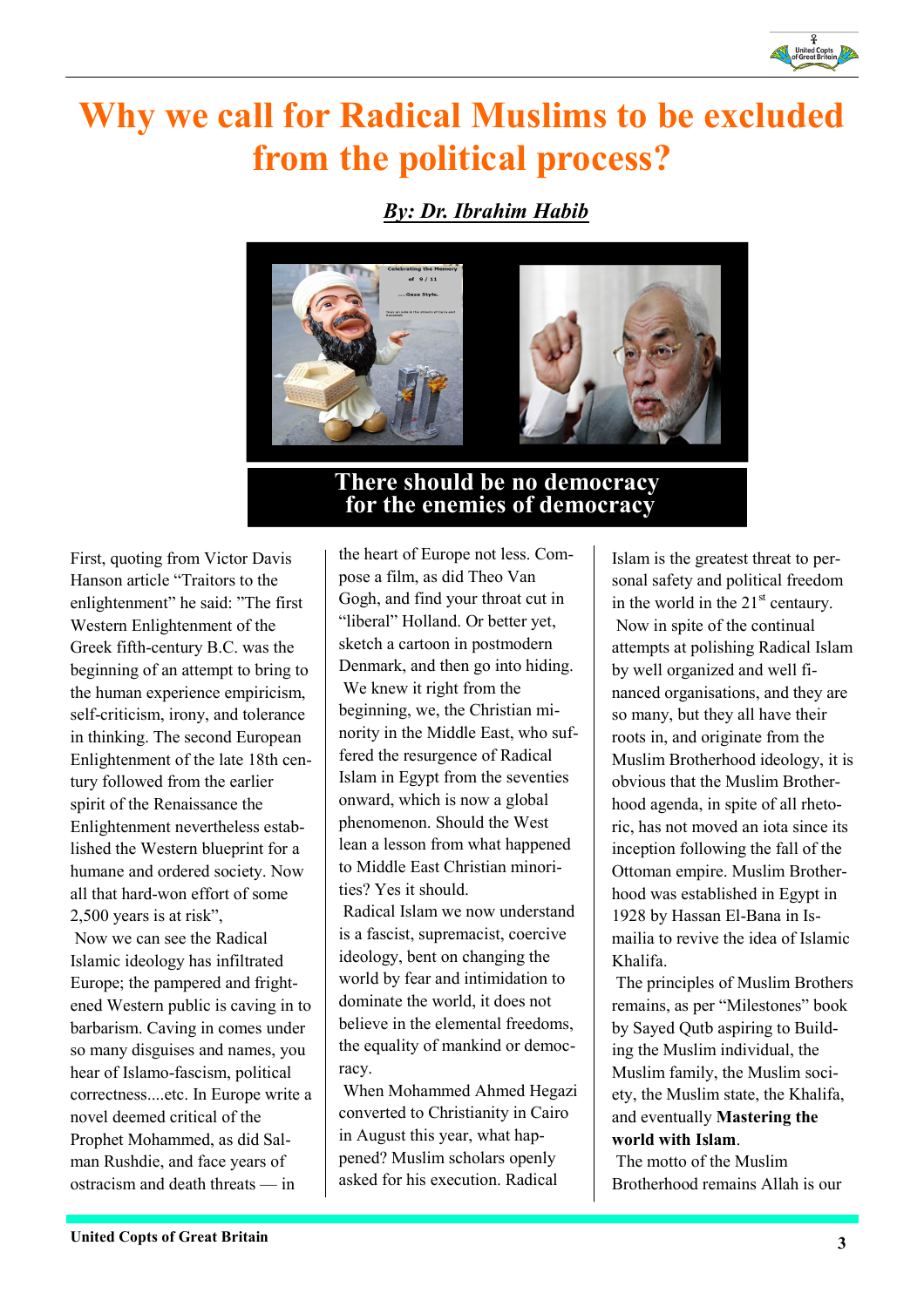# Why we call for Radical Muslims to be excluded from the political process?

***By: Dr. Ibrahim Habib***

**There should be no democracy for the enemies of democracy**

First, quoting from Victor Davis Hanson article "Traitors to the enlightenment" he said: "The first Western Enlightenment of the Greek fifth-century B.C. was the beginning of an attempt to bring to the human experience empiricism, self-criticism, irony, and tolerance in thinking. The second European Enlightenment of the late 18th century followed from the earlier spirit of the Renaissance the Enlightenment nevertheless established the Western blueprint for a humane and ordered society. Now all that hard-won effort of some 2,500 years is at risk",

Now we can see the Radical Islamic ideology has infiltrated Europe; the pampered and frightened Western public is caving in to barbarism. Caving in comes under so many disguises and names, you hear of Islamo-fascism, political correctness....etc. In Europe write a novel deemed critical of the Prophet Mohammed, as did Salman Rushdie, and face years of ostracism and death threats — in the heart of Europe not less. Compose a film, as did Theo Van Gogh, and find your throat cut in "liberal" Holland. Or better yet, sketch a cartoon in postmodern Denmark, and then go into hiding.

We knew it right from the beginning, we, the Christian minority in the Middle East, who suffered the resurgence of Radical Islam in Egypt from the seventies onward, which is now a global phenomenon. Should the West lean a lesson from what happened to Middle East Christian minorities? Yes it should.

Radical Islam we now understand is a fascist, supremacist, coercive ideology, bent on changing the world by fear and intimidation to dominate the world, it does not believe in the elemental freedoms, the equality of mankind or democracy.

When Mohammed Ahmed Hegazi converted to Christianity in Cairo in August this year, what happened? Muslim scholars openly asked for his execution. Radical Islam is the greatest threat to personal safety and political freedom in the world in the 21st centaury.

Now in spite of the continual attempts at polishing Radical Islam by well organized and well financed organisations, and they are so many, but they all have their roots in, and originate from the Muslim Brotherhood ideology, it is obvious that the Muslim Brotherhood agenda, in spite of all rhetoric, has not moved an iota since its inception following the fall of the Ottoman empire. Muslim Brotherhood was established in Egypt in 1928 by Hassan El-Bana in Ismailia to revive the idea of Islamic Khalifa.

The principles of Muslim Brothers remains, as per "Milestones" book by Sayed Qutb aspiring to Building the Muslim individual, the Muslim family, the Muslim society, the Muslim state, the Khalifa, and eventually **Mastering the world with Islam**.

The motto of the Muslim Brotherhood remains Allah is our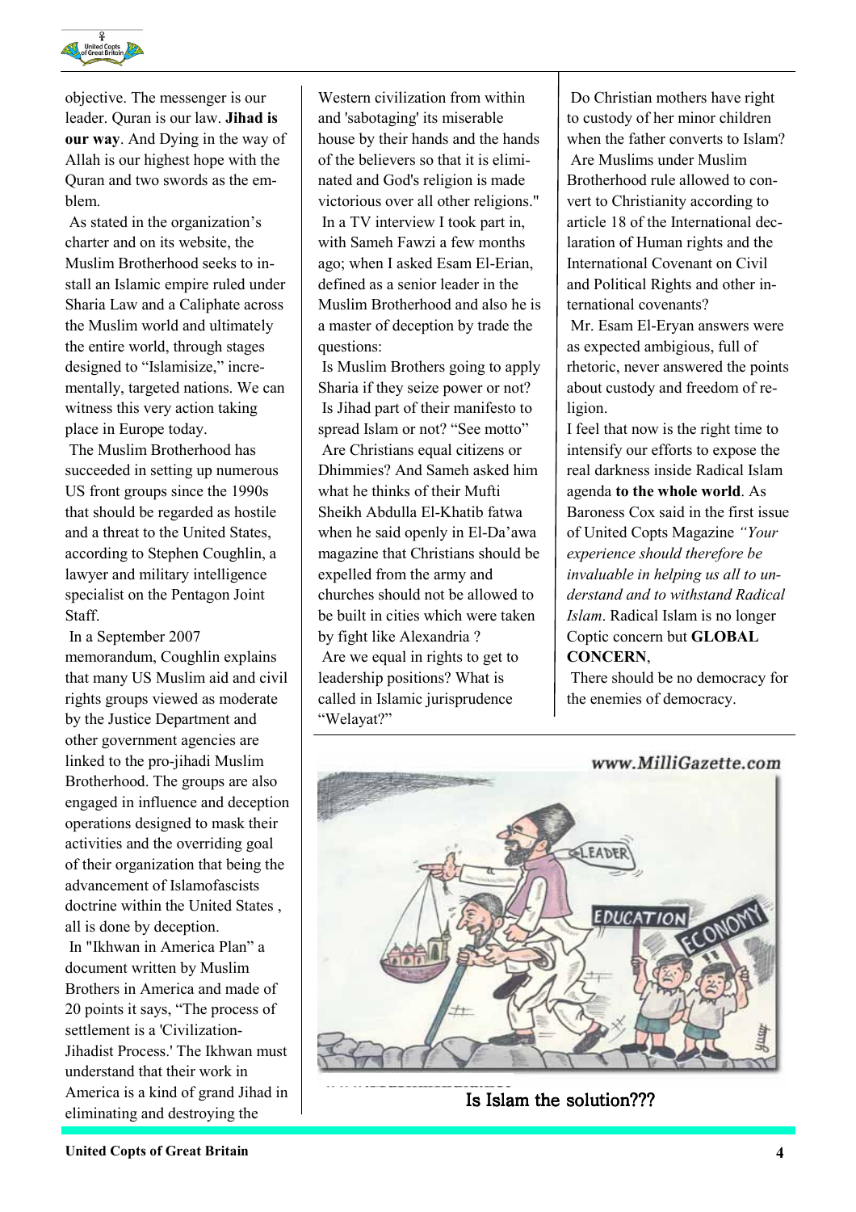objective. The messenger is our leader. Quran is our law. **Jihad is our way**. And Dying in the way of Allah is our highest hope with the Quran and two swords as the emblem.

As stated in the organization's charter and on its website, the Muslim Brotherhood seeks to install an Islamic empire ruled under Sharia Law and a Caliphate across the Muslim world and ultimately the entire world, through stages designed to "Islamisize," incrementally, targeted nations. We can witness this very action taking place in Europe today.

The Muslim Brotherhood has succeeded in setting up numerous US front groups since the 1990s that should be regarded as hostile and a threat to the United States, according to Stephen Coughlin, a lawyer and military intelligence specialist on the Pentagon Joint Staff.

In a September 2007 memorandum, Coughlin explains that many US Muslim aid and civil rights groups viewed as moderate by the Justice Department and other government agencies are linked to the pro-jihadi Muslim Brotherhood. The groups are also engaged in influence and deception operations designed to mask their activities and the overriding goal of their organization that being the advancement of Islamofascists doctrine within the United States , all is done by deception.

In "Ikhwan in America Plan" a document written by Muslim Brothers in America and made of 20 points it says, "The process of settlement is a 'Civilization-Jihadist Process.' The Ikhwan must understand that their work in America is a kind of grand Jihad in eliminating and destroying the Western civilization from within and 'sabotaging' its miserable house by their hands and the hands of the believers so that it is eliminated and God's religion is made victorious over all other religions."

In a TV interview I took part in, with Sameh Fawzi a few months ago; when I asked Esam El-Erian, defined as a senior leader in the Muslim Brotherhood and also he is a master of deception by trade the questions:

Is Muslim Brothers going to apply Sharia if they seize power or not?

Is Jihad part of their manifesto to spread Islam or not? "See motto"

Are Christians equal citizens or Dhimmies? And Sameh asked him what he thinks of their Mufti Sheikh Abdulla El-Khatib fatwa when he said openly in El-Da'awa magazine that Christians should be expelled from the army and churches should not be allowed to be built in cities which were taken by fight like Alexandria ?

Are we equal in rights to get to leadership positions? What is called in Islamic jurisprudence "Welayat?"

Do Christian mothers have right to custody of her minor children when the father converts to Islam?

Are Muslims under Muslim Brotherhood rule allowed to convert to Christianity according to article 18 of the International declaration of Human rights and the International Covenant on Civil and Political Rights and other international covenants?

Mr. Esam El-Eryan answers were as expected ambigious, full of rhetoric, never answered the points about custody and freedom of religion.

I feel that now is the right time to intensify our efforts to expose the real darkness inside Radical Islam agenda **to the whole world**. As Baroness Cox said in the first issue of United Copts Magazine *"Your experience should therefore be invaluable in helping us all to understand and to withstand Radical Islam*. Radical Islam is no longer Coptic concern but **GLOBAL CONCERN**,

There should be no democracy for the enemies of democracy.

Is Islam the solution???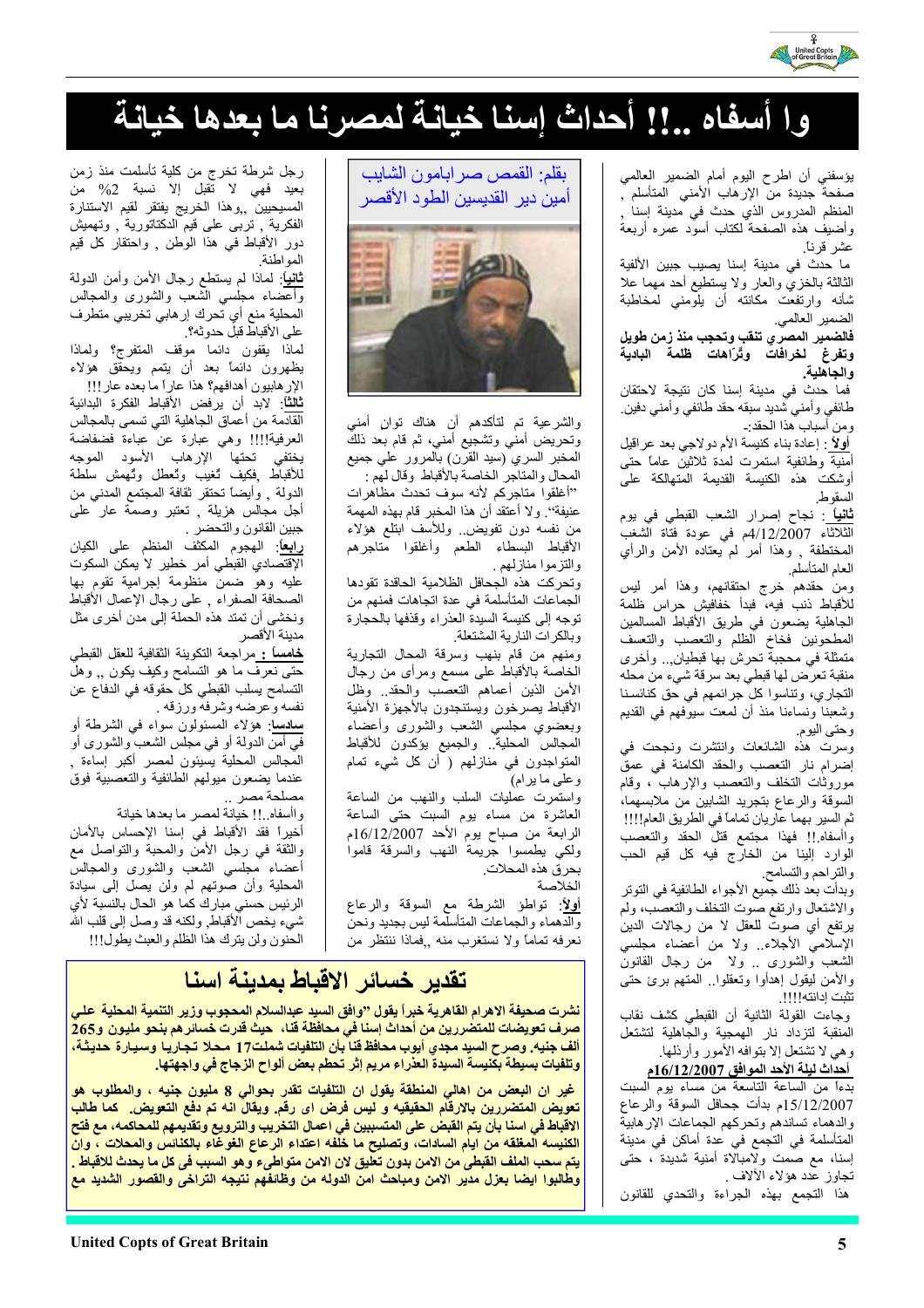# وا أسفاه ..!! أحداث إسنا خيانة لمصرنا ما بعدها خيانة

يؤسفني أن اطرح اليوم أمام الضمير العالمي صفحة جديدة من الإرهاب الأمني المتأسلم , المنظم المدروس الذي حدث في مدينة إسنا , وأضيف هذه الصفحة لكتاب أسود عمره أربعة عشر قرناً.

ما حدث في مدينة إسنا يصيب جبين الألفية الثالثة بالخزي والعار ولا يستطيع أحد مهما علا شأنه وارتفعت مكانته أن يلومني لمخاطبة الضمير العالمي.

**فالضمير المصري تنقب وتحجب منذ زمن طويل وتفرغ لخرافات وتُرّاهات ظلمة البادية والجاهلية.**

فما حدث في مدينة إسنا كان نتيجة لاحتقان طائفي وأمني شديد سبقه حقد طائفي وأمني دفين.

ومن أسباب هذا الحقد:-

**أولاً** : إعادة بناء كنيسة الأم دولاجي بعد عراقيل أمنية وطائفية استمرت لمدة ثلاثين عاماً حتى أوشكت هذه الكنيسة القديمة المتهالكة على السقوط.

**ثانياً** : نجاح إصرار الشعب القبطي في يوم الثلاثاء 4/12/2007م في عودة فتاة الشعب المختطفة , وهذا أمر لم يعتاده الأمن والرأي العام المتأسلم.

ومن حقدهم خرج احتقانهم، وهذا أمر ليس للأقباط ذنب فيه، فبدأ خفافيش حراس ظلمة الجاهلية يضعون في طريق الأقباط المسالمين المطحونين فخاخ الظلم والتعصب والتعسف متمثلة في محجبة تحرش بها قبطيان,.. وأخرى منقبة تعرض لها قبطي بعد سرقة شيء من محله التجاري، وتناسوا كل جرائمهم في حق كنائسنا وشعبنا ونسائنا منذ أن لمعت سيوفهم في القديم وحتى اليوم.

وسرت هذه الشائعات وانتشرت ونجحت في إضرام نار التعصب والحقد الكامنة في عمق موروثات التخلف والإرهاب ، وقام السوقة والرعاع بتجريد الشابين من ملابسهما، ثم السير بهما عاريان تماماً في الطريق العام!!!!

وأسفاه.!! فهذا مجتمع قتل الحقد والتعصب الوارد إلينا من الخارج فيه كل قيم الحب والتراحم والتسامح.

وبدأت بعد ذلك جميع الأجواء الطائفية في التوتر والاشتعال وارتفع صوت التخلف والتعصب، ولم يرتفع أي صوت للعقل لا من رجالات الدين الإسلامي الأجلاء.. ولا من أعضاء مجلسي الشعب والشورى .. ولا من رجال القانون والأمن ليقول إهدأوا وتعقلوا.. المتهم برئ حتى تثبت إدانته!!!!.

وجاءت القولة الثانية أن القبطي كشف نقاب المنقبة لتزداد نار الهمجية والجاهلية لتشتعل وهي لا تشتعل إلا بتوافه الأمور وأرذلها.

**أحداث ليلة الأحد الموافق 16/12/2007م**

بدءاً من الساعة التاسعة من مساء يوم السبت 15/12/2007م بدأت جحافل السوقة والرعاع والدهماء تساندهم وتحركهم الجماعات الإرهابية المتأسلمة في التجمع في عدة أماكن في مدينة إسنا، مع صمت ولامبالاة أمنية شديدة ، حتى تجاوز عدد هؤلاء الآلاف .

هذا التجمع بهذه الجراءة والتحدي للقانون والشرعية تم لتأكدهم أن هناك تواطؤ أمني وتحريض أمني وتشجيع أمني، ثم قام بعد ذلك المخبر السري (سيد القرن) بالمرور على جميع المحال والمتاجر الخاصة بالأقباط وقال لهم :

"أغلقوا متاجركم لأنه سوف تحدث مظاهرات عنيفة". ولا أعتقد أن هذا المخبر قام بهذه المهمة من نفسه دون تفويض.. وللأسف ابتلع هؤلاء الأقباط البسطاء الطعم وأغلقوا متاجرهم والتزموا منازلهم .

وتحركت هذه الجحافل الظلامية الحاقدة تقودها الجماعات المتأسلمة في عدة اتجاهات فمنهم من توجه إلى كنيسة السيدة العذراء وقذفها بالحجارة وبالكرات النارية المشتعلة.

ومنهم من قام بنهب وسرقة المحال التجارية الخاصة بالأقباط على مسمع ومرأى من رجال الأمن الذين أعماهم التعصب والحقد.. وظل الأقباط يصرخون ويستنجدون بالأجهزة الأمنية وبعضوي مجلسي الشعب والشورى وأعضاء المجالس المحلية.. والجميع يؤكدون للأقباط المتواجدون في منازلهم ( أن كل شيء تمام وعلى ما يرام)

واستمرت عمليات السلب والنهب من الساعة العاشرة من مساء يوم السبت حتى الساعة الرابعة من صباح يوم الأحد 16/12/2007م ولكي يطمسوا جريمة النهب والسرقة قاموا بحرق هذه المحلات.

الخلاصة

**أولاً**: تواطؤ الشرطة مع السوقة والرعاع والدهماء والجماعات المتأسلمة ليس بجديد ونحن نعرفه تماماً ولا نستغرب منه ,فماذا ننتظر من رجل شرطة تخرج من كلية تأسلمت منذ زمن بعيد فهي لا تقبل إلا نسبة 2% من المسيحيين ,,وهذا الخريج يفتقر لقيم الاستنارة الفكرية , تربى على قيم الدكتاتورية , وتهميش دور الأقباط في هذا الوطن , واحتقار كل قيم المواطنة.

**ثانياً**: لماذا لم يستطع رجال الأمن وأمن الدولة وأعضاء مجلسي الشعب والشورى والمجالس المحلية منع أي تحرك إرهابي تخريبي متطرف على الأقباط قبل حدوثه؟.

لماذا يقفون دائماً موقف المتفرج؟ ولماذا يظهرون دائماً بعد أن يتمم ويحقق هؤلاء الإرهابيون أهدافهم؟ هذا عاراً ما بعده عار!!!

**ثالثاً**: لابد أن يرفض الأقباط الفكرة البدائية القادمة من أعماق الجاهلية التي تسمى بالمجالس العرفية!!!! وهي عبارة عن عباءة فضفاضة يختفي تحتها الإرهاب الأسود الموجه للأقباط ,فكيف تُغيب وتُعطل وتُهمش سلطة الدولة , وأيضاً تحتقر ثقافة المجتمع المدني من أجل مجالس هزيلة , تعتبر وصمة عار على جبين القانون والتحضر .

**رابعاً**: الهجوم المكثف المنظم على الكيان الإقتصادي القبطي أمر خطير لا يمكن السكوت عليه وهو ضمن منظومة إجرامية تقوم بها الصحافة الصفراء , على رجال الإعمال الأقباط ونخشى أن تمتد هذه الحملة إلى مدن أخرى مثل مدينة الأقصر

**خامساً** : مراجعة التكوينة الثقافية للعقل القبطي حتى نعرف ما هو التسامح وكيف يكون ,, وهل التسامح يسلب القبطي كل حقوقه في الدفاع عن نفسه وعرضه وشرفه ورزقه .

**سادساً**: هؤلاء المسئولون سواء في الشرطة أو في أمن الدولة أو في مجلس الشعب والشورى أو المجالس المحلية يسيئون لمصر أكبر إساءة , عندما يضعون ميولهم الطائفية والتعصبية فوق مصلحة مصر ..

وا أسفاه..!! خيانة لمصر ما بعدها خيانة

أخيراً فقد الأقباط في إسنا الإحساس بالأمان والثقة في رجل الأمن والمحبة والتواصل مع أعضاء مجلسي الشعب والشورى والمجالس المحلية وأن صوتهم لم ولن يصل إلى سيادة الرئيس حسني مبارك كما هو الحال بالنسبة لأي شيء يخص الأقباط، ولكنه قد وصل إلى قلب الله الحنون ولن يترك هذا الظلم والعبث يطول!!!

بقلم: القمص صرابامون الشايب
أمين دير القديسين الطود الأقصر

## تقدير خسائر الاقباط بمدينة اسنا

**نشرت صحيفة الاهرام القاهرية خبراً يقول "وافق السيد عبدالسلام المحجوب وزير التنمية المحلية علي صرف تعويضات للمتضررين من أحداث إسنا في محافظة قنا، حيث قدرت خسائرهم بنحو مليون و265 ألف جنيه. وصرح السيد مجدي أيوب محافظ قنا بأن التلفيات شملت17 محلا تجاريا وسيارة حديثة، وتلفيات بسيطة بكنيسة السيدة العذراء مريم إثر تحطم بعض ألواح الزجاج في واجهتها.**

**غير ان البعض من اهالي المنطقة يقول ان التلفيات تقدر بحوالي 8 مليون جنيه ، والمطلوب هو تعويض المتضررين بالارقام الحقيقيه و ليس فرض اى رقم. ويقال انه تم دفع التعويض. كما طالب الاقباط في اسنا بأن يتم القبض على المتسببين في اعمال التخريب والترويع وتقديمهم للمحاكمه، مع فتح الكنيسه المغلقه من ايام السادات، وتصليح ما خلفه اعتداء الرعاع الغوغاء بالكنائس والمحلات ، وان يتم سحب الملف القبطى من الامن بدون تعليق لان الامن متواطىء وهو السبب فى كل ما يحدث للاقباط . وطالبوا ايضا بعزل مدير الامن ومباحث امن الدوله من وظائفهم نتيجه التراخى والقصور الشديد مع**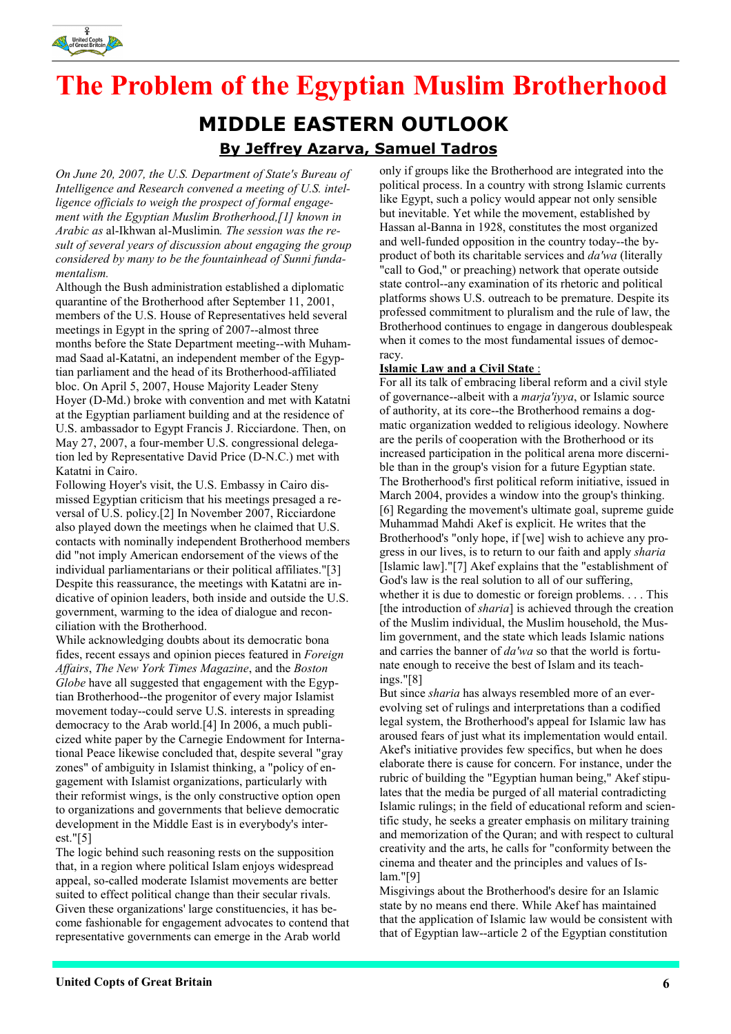# The Problem of the Egyptian Muslim Brotherhood

## MIDDLE EASTERN OUTLOOK

### By Jeffrey Azarva, Samuel Tadros

*On June 20, 2007, the U.S. Department of State's Bureau of Intelligence and Research convened a meeting of U.S. intelligence officials to weigh the prospect of formal engagement with the Egyptian Muslim Brotherhood,[1] known in Arabic as* al-Ikhwan al-Muslimin*. The session was the result of several years of discussion about engaging the group considered by many to be the fountainhead of Sunni fundamentalism.*

Although the Bush administration established a diplomatic quarantine of the Brotherhood after September 11, 2001, members of the U.S. House of Representatives held several meetings in Egypt in the spring of 2007--almost three months before the State Department meeting--with Muhammad Saad al-Katatni, an independent member of the Egyptian parliament and the head of its Brotherhood-affiliated bloc. On April 5, 2007, House Majority Leader Steny Hoyer (D-Md.) broke with convention and met with Katatni at the Egyptian parliament building and at the residence of U.S. ambassador to Egypt Francis J. Ricciardone. Then, on May 27, 2007, a four-member U.S. congressional delegation led by Representative David Price (D-N.C.) met with Katatni in Cairo.

Following Hoyer's visit, the U.S. Embassy in Cairo dismissed Egyptian criticism that his meetings presaged a reversal of U.S. policy.[2] In November 2007, Ricciardone also played down the meetings when he claimed that U.S. contacts with nominally independent Brotherhood members did "not imply American endorsement of the views of the individual parliamentarians or their political affiliates."[3] Despite this reassurance, the meetings with Katatni are indicative of opinion leaders, both inside and outside the U.S. government, warming to the idea of dialogue and reconciliation with the Brotherhood.

While acknowledging doubts about its democratic bona fides, recent essays and opinion pieces featured in *Foreign Affairs*, *The New York Times Magazine*, and the *Boston Globe* have all suggested that engagement with the Egyptian Brotherhood--the progenitor of every major Islamist movement today--could serve U.S. interests in spreading democracy to the Arab world.[4] In 2006, a much publicized white paper by the Carnegie Endowment for International Peace likewise concluded that, despite several "gray zones" of ambiguity in Islamist thinking, a "policy of engagement with Islamist organizations, particularly with their reformist wings, is the only constructive option open to organizations and governments that believe democratic development in the Middle East is in everybody's interest."[5]

The logic behind such reasoning rests on the supposition that, in a region where political Islam enjoys widespread appeal, so-called moderate Islamist movements are better suited to effect political change than their secular rivals. Given these organizations' large constituencies, it has become fashionable for engagement advocates to contend that representative governments can emerge in the Arab world only if groups like the Brotherhood are integrated into the political process. In a country with strong Islamic currents like Egypt, such a policy would appear not only sensible but inevitable. Yet while the movement, established by Hassan al-Banna in 1928, constitutes the most organized and well-funded opposition in the country today--the byproduct of both its charitable services and *da'wa* (literally "call to God," or preaching) network that operate outside state control--any examination of its rhetoric and political platforms shows U.S. outreach to be premature. Despite its professed commitment to pluralism and the rule of law, the Brotherhood continues to engage in dangerous doublespeak when it comes to the most fundamental issues of democracy.

**Islamic Law and a Civil State** :

For all its talk of embracing liberal reform and a civil style of governance--albeit with a *marja'iyya*, or Islamic source of authority, at its core--the Brotherhood remains a dogmatic organization wedded to religious ideology. Nowhere are the perils of cooperation with the Brotherhood or its increased participation in the political arena more discernible than in the group's vision for a future Egyptian state. The Brotherhood's first political reform initiative, issued in March 2004, provides a window into the group's thinking.[6] Regarding the movement's ultimate goal, supreme guide Muhammad Mahdi Akef is explicit. He writes that the Brotherhood's "only hope, if [we] wish to achieve any progress in our lives, is to return to our faith and apply *sharia* [Islamic law]."[7] Akef explains that the "establishment of God's law is the real solution to all of our suffering, whether it is due to domestic or foreign problems. . . . This [the introduction of *sharia*] is achieved through the creation of the Muslim individual, the Muslim household, the Muslim government, and the state which leads Islamic nations and carries the banner of *da'wa* so that the world is fortunate enough to receive the best of Islam and its teachings."[8]

But since *sharia* has always resembled more of an ever-evolving set of rulings and interpretations than a codified legal system, the Brotherhood's appeal for Islamic law has aroused fears of just what its implementation would entail. Akef's initiative provides few specifics, but when he does elaborate there is cause for concern. For instance, under the rubric of building the "Egyptian human being," Akef stipulates that the media be purged of all material contradicting Islamic rulings; in the field of educational reform and scientific study, he seeks a greater emphasis on military training and memorization of the Quran; and with respect to cultural creativity and the arts, he calls for "conformity between the cinema and theater and the principles and values of Islam."[9]

Misgivings about the Brotherhood's desire for an Islamic state by no means end there. While Akef has maintained that the application of Islamic law would be consistent with that of Egyptian law--article 2 of the Egyptian constitution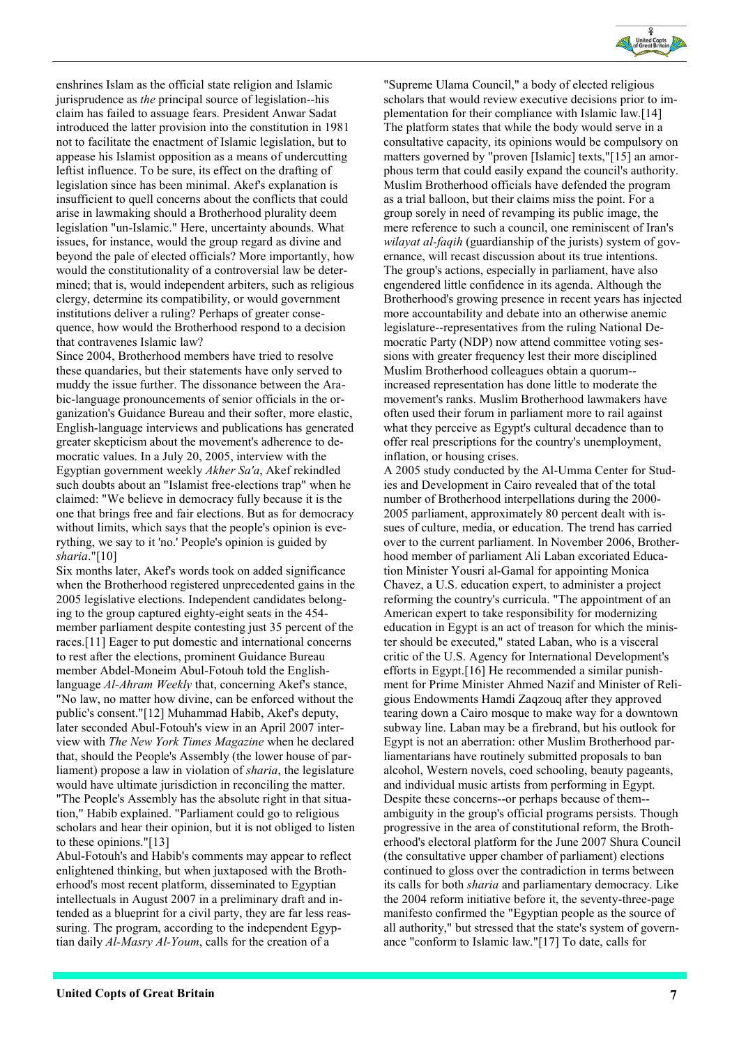enshrines Islam as the official state religion and Islamic jurisprudence as *the* principal source of legislation--his claim has failed to assuage fears. President Anwar Sadat introduced the latter provision into the constitution in 1981 not to facilitate the enactment of Islamic legislation, but to appease his Islamist opposition as a means of undercutting leftist influence. To be sure, its effect on the drafting of legislation since has been minimal. Akef's explanation is insufficient to quell concerns about the conflicts that could arise in lawmaking should a Brotherhood plurality deem legislation "un-Islamic." Here, uncertainty abounds. What issues, for instance, would the group regard as divine and beyond the pale of elected officials? More importantly, how would the constitutionality of a controversial law be determined; that is, would independent arbiters, such as religious clergy, determine its compatibility, or would government institutions deliver a ruling? Perhaps of greater consequence, how would the Brotherhood respond to a decision that contravenes Islamic law?

Since 2004, Brotherhood members have tried to resolve these quandaries, but their statements have only served to muddy the issue further. The dissonance between the Arabic-language pronouncements of senior officials in the organization's Guidance Bureau and their softer, more elastic, English-language interviews and publications has generated greater skepticism about the movement's adherence to democratic values. In a July 20, 2005, interview with the Egyptian government weekly *Akher Sa'a*, Akef rekindled such doubts about an "Islamist free-elections trap" when he claimed: "We believe in democracy fully because it is the one that brings free and fair elections. But as for democracy without limits, which says that the people's opinion is everything, we say to it 'no.' People's opinion is guided by *sharia*."[10]

Six months later, Akef's words took on added significance when the Brotherhood registered unprecedented gains in the 2005 legislative elections. Independent candidates belonging to the group captured eighty-eight seats in the 454-member parliament despite contesting just 35 percent of the races.[11] Eager to put domestic and international concerns to rest after the elections, prominent Guidance Bureau member Abdel-Moneim Abul-Fotouh told the English-language *Al-Ahram Weekly* that, concerning Akef's stance, "No law, no matter how divine, can be enforced without the public's consent."[12] Muhammad Habib, Akef's deputy, later seconded Abul-Fotouh's view in an April 2007 interview with *The New York Times Magazine* when he declared that, should the People's Assembly (the lower house of parliament) propose a law in violation of *sharia*, the legislature would have ultimate jurisdiction in reconciling the matter. "The People's Assembly has the absolute right in that situation," Habib explained. "Parliament could go to religious scholars and hear their opinion, but it is not obliged to listen to these opinions."[13]

Abul-Fotouh's and Habib's comments may appear to reflect enlightened thinking, but when juxtaposed with the Brotherhood's most recent platform, disseminated to Egyptian intellectuals in August 2007 in a preliminary draft and intended as a blueprint for a civil party, they are far less reassuring. The program, according to the independent Egyptian daily *Al-Masry Al-Youm*, calls for the creation of a "Supreme Ulama Council," a body of elected religious scholars that would review executive decisions prior to implementation for their compliance with Islamic law.[14] The platform states that while the body would serve in a consultative capacity, its opinions would be compulsory on matters governed by "proven [Islamic] texts,"[15] an amorphous term that could easily expand the council's authority. Muslim Brotherhood officials have defended the program as a trial balloon, but their claims miss the point. For a group sorely in need of revamping its public image, the mere reference to such a council, one reminiscent of Iran's *wilayat al-faqih* (guardianship of the jurists) system of governance, will recast discussion about its true intentions.

The group's actions, especially in parliament, have also engendered little confidence in its agenda. Although the Brotherhood's growing presence in recent years has injected more accountability and debate into an otherwise anemic legislature--representatives from the ruling National Democratic Party (NDP) now attend committee voting sessions with greater frequency lest their more disciplined Muslim Brotherhood colleagues obtain a quorum--increased representation has done little to moderate the movement's ranks. Muslim Brotherhood lawmakers have often used their forum in parliament more to rail against what they perceive as Egypt's cultural decadence than to offer real prescriptions for the country's unemployment, inflation, or housing crises.

A 2005 study conducted by the Al-Umma Center for Studies and Development in Cairo revealed that of the total number of Brotherhood interpellations during the 2000-2005 parliament, approximately 80 percent dealt with issues of culture, media, or education. The trend has carried over to the current parliament. In November 2006, Brotherhood member of parliament Ali Laban excoriated Education Minister Yousri al-Gamal for appointing Monica Chavez, a U.S. education expert, to administer a project reforming the country's curricula. "The appointment of an American expert to take responsibility for modernizing education in Egypt is an act of treason for which the minister should be executed," stated Laban, who is a visceral critic of the U.S. Agency for International Development's efforts in Egypt.[16] He recommended a similar punishment for Prime Minister Ahmed Nazif and Minister of Religious Endowments Hamdi Zaqzouq after they approved tearing down a Cairo mosque to make way for a downtown subway line. Laban may be a firebrand, but his outlook for Egypt is not an aberration: other Muslim Brotherhood parliamentarians have routinely submitted proposals to ban alcohol, Western novels, coed schooling, beauty pageants, and individual music artists from performing in Egypt.

Despite these concerns--or perhaps because of them--ambiguity in the group's official programs persists. Though progressive in the area of constitutional reform, the Brotherhood's electoral platform for the June 2007 Shura Council (the consultative upper chamber of parliament) elections continued to gloss over the contradiction in terms between its calls for both *sharia* and parliamentary democracy. Like the 2004 reform initiative before it, the seventy-three-page manifesto confirmed the "Egyptian people as the source of all authority," but stressed that the state's system of governance "conform to Islamic law."[17] To date, calls for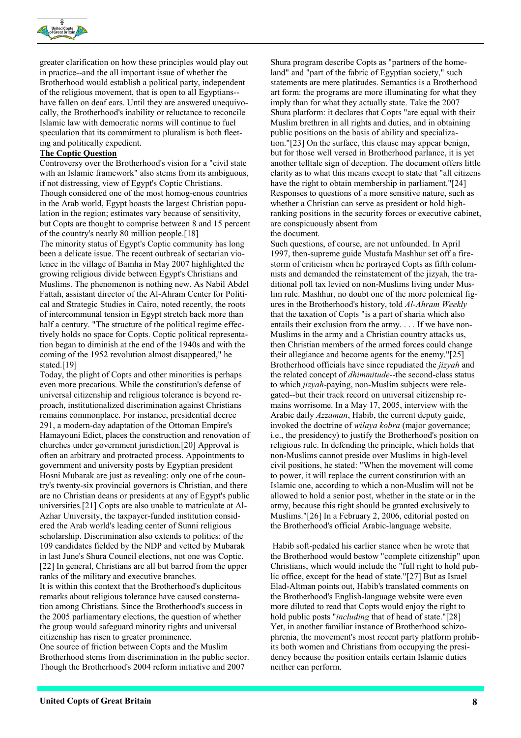greater clarification on how these principles would play out in practice--and the all important issue of whether the Brotherhood would establish a political party, independent of the religious movement, that is open to all Egyptians--have fallen on deaf ears. Until they are answered unequivocally, the Brotherhood's inability or reluctance to reconcile Islamic law with democratic norms will continue to fuel speculation that its commitment to pluralism is both fleeting and politically expedient.

**The Coptic Question**

Controversy over the Brotherhood's vision for a "civil state with an Islamic framework" also stems from its ambiguous, if not distressing, view of Egypt's Coptic Christians. Though considered one of the most homog-enous countries in the Arab world, Egypt boasts the largest Christian population in the region; estimates vary because of sensitivity, but Copts are thought to comprise between 8 and 15 percent of the country's nearly 80 million people.[18]

The minority status of Egypt's Coptic community has long been a delicate issue. The recent outbreak of sectarian violence in the village of Bamha in May 2007 highlighted the growing religious divide between Egypt's Christians and Muslims. The phenomenon is nothing new. As Nabil Abdel Fattah, assistant director of the Al-Ahram Center for Political and Strategic Studies in Cairo, noted recently, the roots of intercommunal tension in Egypt stretch back more than half a century. "The structure of the political regime effectively holds no space for Copts. Coptic political representation began to diminish at the end of the 1940s and with the coming of the 1952 revolution almost disappeared," he stated.[19]

Today, the plight of Copts and other minorities is perhaps even more precarious. While the constitution's defense of universal citizenship and religious tolerance is beyond reproach, institutionalized discrimination against Christians remains commonplace. For instance, presidential decree 291, a modern-day adaptation of the Ottoman Empire's Hamayouni Edict, places the construction and renovation of churches under government jurisdiction.[20] Approval is often an arbitrary and protracted process. Appointments to government and university posts by Egyptian president Hosni Mubarak are just as revealing: only one of the country's twenty-six provincial governors is Christian, and there are no Christian deans or presidents at any of Egypt's public universities.[21] Copts are also unable to matriculate at Al-Azhar University, the taxpayer-funded institution considered the Arab world's leading center of Sunni religious scholarship. Discrimination also extends to politics: of the 109 candidates fielded by the NDP and vetted by Mubarak in last June's Shura Council elections, not one was Coptic.[22] In general, Christians are all but barred from the upper ranks of the military and executive branches.

It is within this context that the Brotherhood's duplicitous remarks about religious tolerance have caused consternation among Christians. Since the Brotherhood's success in the 2005 parliamentary elections, the question of whether the group would safeguard minority rights and universal citizenship has risen to greater prominence.

One source of friction between Copts and the Muslim Brotherhood stems from discrimination in the public sector. Though the Brotherhood's 2004 reform initiative and 2007 Shura program describe Copts as "partners of the homeland" and "part of the fabric of Egyptian society," such statements are mere platitudes. Semantics is a Brotherhood art form: the programs are more illuminating for what they imply than for what they actually state. Take the 2007 Shura platform: it declares that Copts "are equal with their Muslim brethren in all rights and duties, and in obtaining public positions on the basis of ability and specialization."[23] On the surface, this clause may appear benign, but for those well versed in Brotherhood parlance, it is yet another telltale sign of deception. The document offers little clarity as to what this means except to state that "all citizens have the right to obtain membership in parliament."[24] Responses to questions of a more sensitive nature, such as whether a Christian can serve as president or hold high-ranking positions in the security forces or executive cabinet, are conspicuously absent from the document.

Such questions, of course, are not unfounded. In April 1997, then-supreme guide Mustafa Mashhur set off a firestorm of criticism when he portrayed Copts as fifth columnists and demanded the reinstatement of the jizyah, the traditional poll tax levied on non-Muslims living under Muslim rule. Mashhur, no doubt one of the more polemical figures in the Brotherhood's history, told *Al-Ahram Weekly* that the taxation of Copts "is a part of sharia which also entails their exclusion from the army. . . . If we have non-Muslims in the army and a Christian country attacks us, then Christian members of the armed forces could change their allegiance and become agents for the enemy."[25] Brotherhood officials have since repudiated the *jizyah* and the related concept of *dhimmitude*--the second-class status to which *jizyah*-paying, non-Muslim subjects were relegated--but their track record on universal citizenship remains worrisome. In a May 17, 2005, interview with the Arabic daily *Azzaman*, Habib, the current deputy guide, invoked the doctrine of *wilaya kobra* (major governance; i.e., the presidency) to justify the Brotherhood's position on religious rule. In defending the principle, which holds that non-Muslims cannot preside over Muslims in high-level civil positions, he stated: "When the movement will come to power, it will replace the current constitution with an Islamic one, according to which a non-Muslim will not be allowed to hold a senior post, whether in the state or in the army, because this right should be granted exclusively to Muslims."[26] In a February 2, 2006, editorial posted on the Brotherhood's official Arabic-language website.

Habib soft-pedaled his earlier stance when he wrote that the Brotherhood would bestow "complete citizenship" upon Christians, which would include the "full right to hold public office, except for the head of state."[27] But as Israel Elad-Altman points out, Habib's translated comments on the Brotherhood's English-language website were even more diluted to read that Copts would enjoy the right to hold public posts "*including* that of head of state."[28] Yet, in another familiar instance of Brotherhood schizophrenia, the movement's most recent party platform prohibits both women and Christians from occupying the presidency because the position entails certain Islamic duties neither can perform.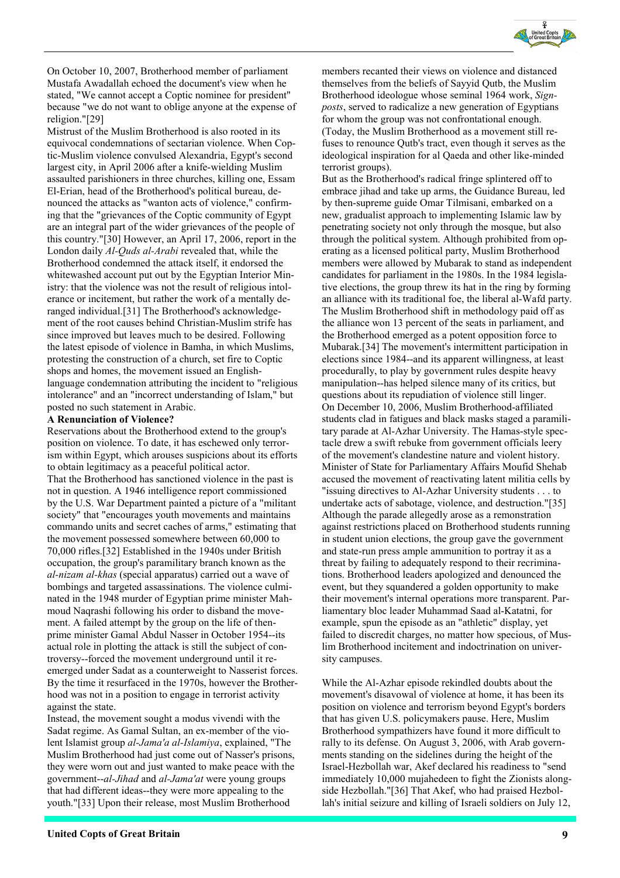On October 10, 2007, Brotherhood member of parliament Mustafa Awadallah echoed the document's view when he stated, "We cannot accept a Coptic nominee for president" because "we do not want to oblige anyone at the expense of religion."[29]

Mistrust of the Muslim Brotherhood is also rooted in its equivocal condemnations of sectarian violence. When Coptic-Muslim violence convulsed Alexandria, Egypt's second largest city, in April 2006 after a knife-wielding Muslim assaulted parishioners in three churches, killing one, Essam El-Erian, head of the Brotherhood's political bureau, denounced the attacks as "wanton acts of violence," confirming that the "grievances of the Coptic community of Egypt are an integral part of the wider grievances of the people of this country."[30] However, an April 17, 2006, report in the London daily *Al-Quds al-Arabi* revealed that, while the Brotherhood condemned the attack itself, it endorsed the whitewashed account put out by the Egyptian Interior Ministry: that the violence was not the result of religious intolerance or incitement, but rather the work of a mentally deranged individual.[31] The Brotherhood's acknowledgement of the root causes behind Christian-Muslim strife has since improved but leaves much to be desired. Following the latest episode of violence in Bamha, in which Muslims, protesting the construction of a church, set fire to Coptic shops and homes, the movement issued an English-language condemnation attributing the incident to "religious intolerance" and an "incorrect understanding of Islam," but posted no such statement in Arabic.

**A Renunciation of Violence?**

Reservations about the Brotherhood extend to the group's position on violence. To date, it has eschewed only terrorism within Egypt, which arouses suspicions about its efforts to obtain legitimacy as a peaceful political actor.

That the Brotherhood has sanctioned violence in the past is not in question. A 1946 intelligence report commissioned by the U.S. War Department painted a picture of a "militant society" that "encourages youth movements and maintains commando units and secret caches of arms," estimating that the movement possessed somewhere between 60,000 to 70,000 rifles.[32] Established in the 1940s under British occupation, the group's paramilitary branch known as the *al-nizam al-khas* (special apparatus) carried out a wave of bombings and targeted assassinations. The violence culminated in the 1948 murder of Egyptian prime minister Mahmoud Naqrashi following his order to disband the movement. A failed attempt by the group on the life of then-prime minister Gamal Abdul Nasser in October 1954--its actual role in plotting the attack is still the subject of controversy--forced the movement underground until it re-emerged under Sadat as a counterweight to Nasserist forces. By the time it resurfaced in the 1970s, however the Brotherhood was not in a position to engage in terrorist activity against the state.

Instead, the movement sought a modus vivendi with the Sadat regime. As Gamal Sultan, an ex-member of the violent Islamist group *al-Jama'a al-Islamiya*, explained, "The Muslim Brotherhood had just come out of Nasser's prisons, they were worn out and just wanted to make peace with the government--*al-Jihad* and *al-Jama'at* were young groups that had different ideas--they were more appealing to the youth."[33] Upon their release, most Muslim Brotherhood members recanted their views on violence and distanced themselves from the beliefs of Sayyid Qutb, the Muslim Brotherhood ideologue whose seminal 1964 work, *Signposts*, served to radicalize a new generation of Egyptians for whom the group was not confrontational enough. (Today, the Muslim Brotherhood as a movement still refuses to renounce Qutb's tract, even though it serves as the ideological inspiration for al Qaeda and other like-minded terrorist groups).

But as the Brotherhood's radical fringe splintered off to embrace jihad and take up arms, the Guidance Bureau, led by then-supreme guide Omar Tilmisani, embarked on a new, gradualist approach to implementing Islamic law by penetrating society not only through the mosque, but also through the political system. Although prohibited from operating as a licensed political party, Muslim Brotherhood members were allowed by Mubarak to stand as independent candidates for parliament in the 1980s. In the 1984 legislative elections, the group threw its hat in the ring by forming an alliance with its traditional foe, the liberal al-Wafd party. The Muslim Brotherhood shift in methodology paid off as the alliance won 13 percent of the seats in parliament, and the Brotherhood emerged as a potent opposition force to Mubarak.[34] The movement's intermittent participation in elections since 1984--and its apparent willingness, at least procedurally, to play by government rules despite heavy manipulation--has helped silence many of its critics, but questions about its repudiation of violence still linger.

On December 10, 2006, Muslim Brotherhood-affiliated students clad in fatigues and black masks staged a paramilitary parade at Al-Azhar University. The Hamas-style spectacle drew a swift rebuke from government officials leery of the movement's clandestine nature and violent history. Minister of State for Parliamentary Affairs Moufid Shehab accused the movement of reactivating latent militia cells by "issuing directives to Al-Azhar University students . . . to undertake acts of sabotage, violence, and destruction."[35] Although the parade allegedly arose as a remonstration against restrictions placed on Brotherhood students running in student union elections, the group gave the government and state-run press ample ammunition to portray it as a threat by failing to adequately respond to their recriminations. Brotherhood leaders apologized and denounced the event, but they squandered a golden opportunity to make their movement's internal operations more transparent. Parliamentary bloc leader Muhammad Saad al-Katatni, for example, spun the episode as an "athletic" display, yet failed to discredit charges, no matter how specious, of Muslim Brotherhood incitement and indoctrination on university campuses.

While the Al-Azhar episode rekindled doubts about the movement's disavowal of violence at home, it has been its position on violence and terrorism beyond Egypt's borders that has given U.S. policymakers pause. Here, Muslim Brotherhood sympathizers have found it more difficult to rally to its defense. On August 3, 2006, with Arab governments standing on the sidelines during the height of the Israel-Hezbollah war, Akef declared his readiness to "send immediately 10,000 mujahedeen to fight the Zionists alongside Hezbollah."[36] That Akef, who had praised Hezbollah's initial seizure and killing of Israeli soldiers on July 12,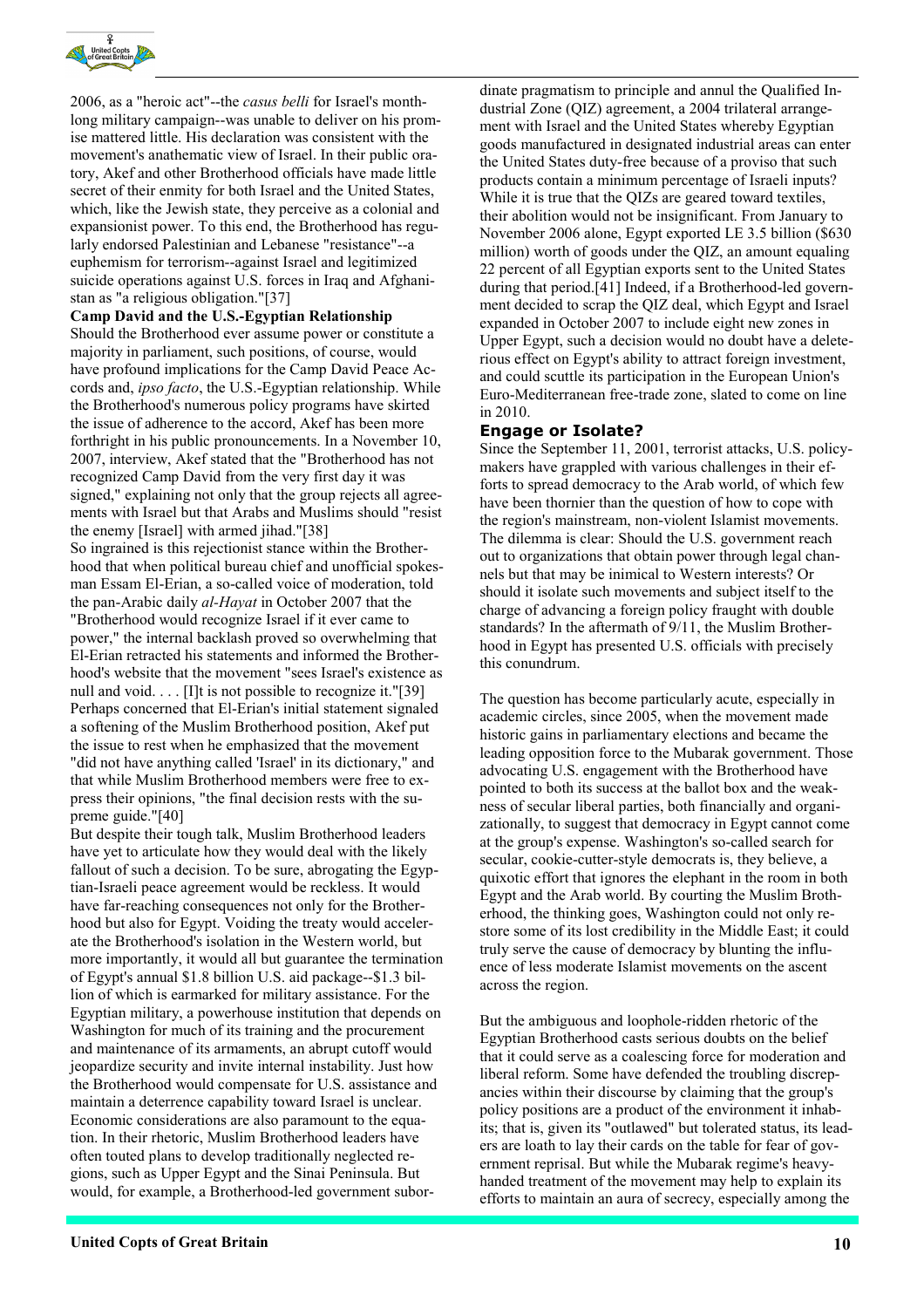2006, as a "heroic act"--the *casus belli* for Israel's month-long military campaign--was unable to deliver on his promise mattered little. His declaration was consistent with the movement's anathematic view of Israel. In their public oratory, Akef and other Brotherhood officials have made little secret of their enmity for both Israel and the United States, which, like the Jewish state, they perceive as a colonial and expansionist power. To this end, the Brotherhood has regularly endorsed Palestinian and Lebanese "resistance"--a euphemism for terrorism--against Israel and legitimized suicide operations against U.S. forces in Iraq and Afghanistan as "a religious obligation."[37]

**Camp David and the U.S.-Egyptian Relationship**

Should the Brotherhood ever assume power or constitute a majority in parliament, such positions, of course, would have profound implications for the Camp David Peace Accords and, *ipso facto*, the U.S.-Egyptian relationship. While the Brotherhood's numerous policy programs have skirted the issue of adherence to the accord, Akef has been more forthright in his public pronouncements. In a November 10, 2007, interview, Akef stated that the "Brotherhood has not recognized Camp David from the very first day it was signed," explaining not only that the group rejects all agreements with Israel but that Arabs and Muslims should "resist the enemy [Israel] with armed jihad."[38]

So ingrained is this rejectionist stance within the Brotherhood that when political bureau chief and unofficial spokesman Essam El-Erian, a so-called voice of moderation, told the pan-Arabic daily *al-Hayat* in October 2007 that the "Brotherhood would recognize Israel if it ever came to power," the internal backlash proved so overwhelming that El-Erian retracted his statements and informed the Brotherhood's website that the movement "sees Israel's existence as null and void. . . . [I]t is not possible to recognize it."[39] Perhaps concerned that El-Erian's initial statement signaled a softening of the Muslim Brotherhood position, Akef put the issue to rest when he emphasized that the movement "did not have anything called 'Israel' in its dictionary," and that while Muslim Brotherhood members were free to express their opinions, "the final decision rests with the supreme guide."[40]

But despite their tough talk, Muslim Brotherhood leaders have yet to articulate how they would deal with the likely fallout of such a decision. To be sure, abrogating the Egyptian-Israeli peace agreement would be reckless. It would have far-reaching consequences not only for the Brotherhood but also for Egypt. Voiding the treaty would accelerate the Brotherhood's isolation in the Western world, but more importantly, it would all but guarantee the termination of Egypt's annual $1.8 billion U.S. aid package--$1.3 billion of which is earmarked for military assistance. For the Egyptian military, a powerhouse institution that depends on Washington for much of its training and the procurement and maintenance of its armaments, an abrupt cutoff would jeopardize security and invite internal instability. Just how the Brotherhood would compensate for U.S. assistance and maintain a deterrence capability toward Israel is unclear. Economic considerations are also paramount to the equation. In their rhetoric, Muslim Brotherhood leaders have often touted plans to develop traditionally neglected regions, such as Upper Egypt and the Sinai Peninsula. But would, for example, a Brotherhood-led government subordinate pragmatism to principle and annul the Qualified Industrial Zone (QIZ) agreement, a 2004 trilateral arrangement with Israel and the United States whereby Egyptian goods manufactured in designated industrial areas can enter the United States duty-free because of a proviso that such products contain a minimum percentage of Israeli inputs? While it is true that the QIZs are geared toward textiles, their abolition would not be insignificant. From January to November 2006 alone, Egypt exported LE 3.5 billion ($630 million) worth of goods under the QIZ, an amount equaling 22 percent of all Egyptian exports sent to the United States during that period.[41] Indeed, if a Brotherhood-led government decided to scrap the QIZ deal, which Egypt and Israel expanded in October 2007 to include eight new zones in Upper Egypt, such a decision would no doubt have a deleterious effect on Egypt's ability to attract foreign investment, and could scuttle its participation in the European Union's Euro-Mediterranean free-trade zone, slated to come on line in 2010.

## Engage or Isolate?

Since the September 11, 2001, terrorist attacks, U.S. policymakers have grappled with various challenges in their efforts to spread democracy to the Arab world, of which few have been thornier than the question of how to cope with the region's mainstream, non-violent Islamist movements. The dilemma is clear: Should the U.S. government reach out to organizations that obtain power through legal channels but that may be inimical to Western interests? Or should it isolate such movements and subject itself to the charge of advancing a foreign policy fraught with double standards? In the aftermath of 9/11, the Muslim Brotherhood in Egypt has presented U.S. officials with precisely this conundrum.

The question has become particularly acute, especially in academic circles, since 2005, when the movement made historic gains in parliamentary elections and became the leading opposition force to the Mubarak government. Those advocating U.S. engagement with the Brotherhood have pointed to both its success at the ballot box and the weakness of secular liberal parties, both financially and organizationally, to suggest that democracy in Egypt cannot come at the group's expense. Washington's so-called search for secular, cookie-cutter-style democrats is, they believe, a quixotic effort that ignores the elephant in the room in both Egypt and the Arab world. By courting the Muslim Brotherhood, the thinking goes, Washington could not only restore some of its lost credibility in the Middle East; it could truly serve the cause of democracy by blunting the influence of less moderate Islamist movements on the ascent across the region.

But the ambiguous and loophole-ridden rhetoric of the Egyptian Brotherhood casts serious doubts on the belief that it could serve as a coalescing force for moderation and liberal reform. Some have defended the troubling discrepancies within their discourse by claiming that the group's policy positions are a product of the environment it inhabits; that is, given its "outlawed" but tolerated status, its leaders are loath to lay their cards on the table for fear of government reprisal. But while the Mubarak regime's heavy-handed treatment of the movement may help to explain its efforts to maintain an aura of secrecy, especially among the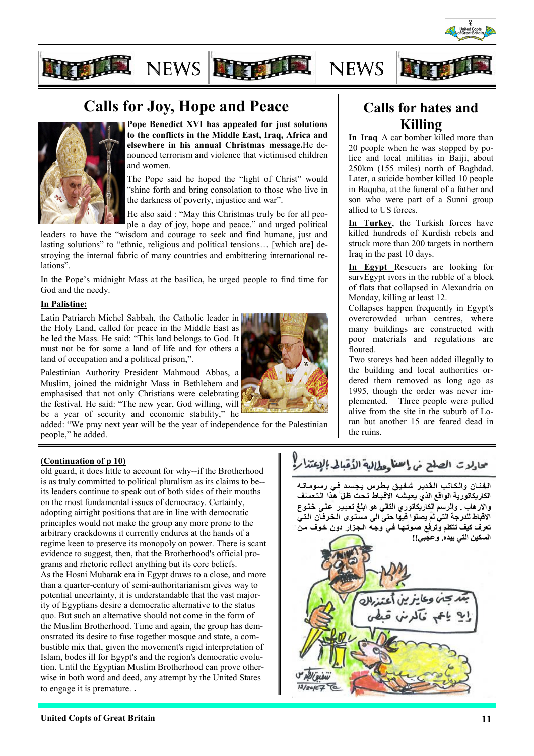# Calls for Joy, Hope and Peace

**Pope Benedict XVI has appealed for just solutions to the conflicts in the Middle East, Iraq, Africa and elsewhere in his annual Christmas message.**He denounced terrorism and violence that victimised children and women.

The Pope said he hoped the "light of Christ" would "shine forth and bring consolation to those who live in the darkness of poverty, injustice and war".

He also said : "May this Christmas truly be for all people a day of joy, hope and peace." and urged political leaders to have the "wisdom and courage to seek and find humane, just and lasting solutions" to "ethnic, religious and political tensions… [which are] destroying the internal fabric of many countries and embittering international relations".

In the Pope's midnight Mass at the basilica, he urged people to find time for God and the needy.

**In Palistine:**

Latin Patriarch Michel Sabbah, the Catholic leader in the Holy Land, called for peace in the Middle East as he led the Mass. He said: "This land belongs to God. It must not be for some a land of life and for others a land of occupation and a political prison,".

Palestinian Authority President Mahmoud Abbas, a Muslim, joined the midnight Mass in Bethlehem and emphasised that not only Christians were celebrating the festival. He said: "The new year, God willing, will be a year of security and economic stability," he added: "We pray next year will be the year of independence for the Palestinian people," he added.

# Calls for hates and Killing

**In Iraq** A car bomber killed more than 20 people when he was stopped by police and local militias in Baiji, about 250km (155 miles) north of Baghdad. Later, a suicide bomber killed 10 people in Baquba, at the funeral of a father and son who were part of a Sunni group allied to US forces.

**In Turkey**, the Turkish forces have killed hundreds of Kurdish rebels and struck more than 200 targets in northern Iraq in the past 10 days.

**In Egypt** Rescuers are looking for survEgypt ivors in the rubble of a block of flats that collapsed in Alexandria on Monday, killing at least 12.

Collapses happen frequently in Egypt's overcrowded urban centres, where many buildings are constructed with poor materials and regulations are flouted.

Two storeys had been added illegally to the building and local authorities ordered them removed as long ago as 1995, though the order was never implemented. Three people were pulled alive from the site in the suburb of Loran but another 15 are feared dead in the ruins.

**(Continuation of p 10)**

old guard, it does little to account for why--if the Brotherhood is as truly committed to political pluralism as its claims to be--its leaders continue to speak out of both sides of their mouths on the most fundamental issues of democracy. Certainly, adopting airtight positions that are in line with democratic principles would not make the group any more prone to the arbitrary crackdowns it currently endures at the hands of a regime keen to preserve its monopoly on power. There is scant evidence to suggest, then, that the Brotherhood's official programs and rhetoric reflect anything but its core beliefs.

As the Hosni Mubarak era in Egypt draws to a close, and more than a quarter-century of semi-authoritarianism gives way to potential uncertainty, it is understandable that the vast majority of Egyptians desire a democratic alternative to the status quo. But such an alternative should not come in the form of the Muslim Brotherhood. Time and again, the group has demonstrated its desire to fuse together mosque and state, a combustible mix that, given the movement's rigid interpretation of Islam, bodes ill for Egypt's and the region's democratic evolution. Until the Egyptian Muslim Brotherhood can prove otherwise in both word and deed, any attempt by the United States to engage it is premature. .

## محاولات الصلح في إسنا ومطالبة الأقباط بالإعتذار!

الفنان والكاتب القدير شفيق بطرس يجسد في رسوماته الكاريكاتورية الواقع الذي يعيشه الاقباط تحت ظل هذا التعسف والارهاب . والرسم الكاريكاتوري التالي هو ابلغ تعبير على خنوع الاقباط للدرجة التي لم يصلوا فيها حتى الى مستوى الخرفان التي تعرف كيف تتكلم وترفع صوتها في وجه الجزار دون خوف من السكين التي بيده. وعجبي!!

بجد جنه وعايزين أعتذرلك
إيه ياعم فاكرني قبطي

شفيق بطرس
12/20/07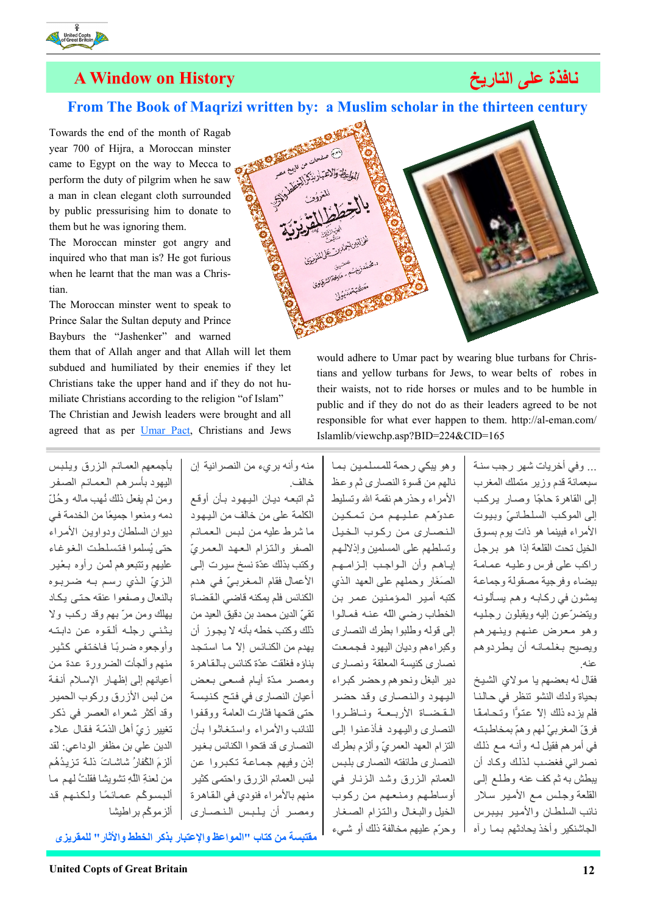# A Window on History

# نافذة على التاريخ

## From The Book of Maqrizi written by: a Muslim scholar in the thirteen century

Towards the end of the month of Ragab year 700 of Hijra, a Moroccan minster came to Egypt on the way to Mecca to perform the duty of pilgrim when he saw a man in clean elegant cloth surrounded by public pressurising him to donate to them but he was ignoring them.

The Moroccan minster got angry and inquired who that man is? He got furious when he learnt that the man was a Christian.

The Moroccan minster went to speak to Prince Salar the Sultan deputy and Prince Bayburs the "Jashenker" and warned them that of Allah anger and that Allah will let them subdued and humiliated by their enemies if they let Christians take the upper hand and if they do not humiliate Christians according to the religion "of Islam"

The Christian and Jewish leaders were brought and all agreed that as per Umar Pact, Christians and Jews would adhere to Umar pact by wearing blue turbans for Christians and yellow turbans for Jews, to wear belts of robes in their waists, not to ride horses or mules and to be humble in public and if they do not do as their leaders agreed to be not responsible for what ever happen to them. http://al-eman.com/Islamlib/viewchp.asp?BID=224&CID=165

... وفي أخريات شهر رجب سنة سبعمائة قدم وزير متملك المغرب إلى القاهرة حاجًا وصار يركب إلى الموكب السلطاني وبيوت الأمراء فبينما هو ذات يوم بسوق الخيل تحت القلعة إذا هو برجل راكب على فرس وعليه عمامة بيضاء وفرجية مصقولة وجماعة يمشون في ركابه وهم يسألونه ويتضرّعون إليه ويقبلون رجليه وهو معرض عنهم وينهرهم ويصيح بغلمانه أن يطردوهم عنه.

فقال له بعضهم يا مولاي الشيخ بحياة ولدك النشو تنظر في حالنا فلم يزده ذلك إلا عتوًّا وتحامقًا فرقّ المغربيّ لهم وهمّ بمخاطبته في أمرهم فقيل لـه وأنه مع ذلك نصراني فغضب لذلك وكاد أن يبطش به ثم كف عنه وطلع إلى القلعة وجلس مع الأمير سلار نائب السلطان والأمير بيبرس الجاشنكير وأخذ يحادثهم بما رآه وهو يبكي رحمة للمسلمين بما نالهم من قسوة النصارى ثم وعظ الأمراء وحذرهم نقمة الله وتسليط عدوّهم عليهم من تمكين النصارى من ركوب الخيل وتسلطهم على المسلمين وإذلالهم إياهم وأن الواجب إلزامهم الصَغار وحملهم على العهد الذي كتبه أمير المؤمنين عمر بن الخطاب رضي الله عنه فمالوا إلى قوله وطلبوا بطرك النصارى وكبراءهم وديان اليهود فجمعت نصارى كنيسة المعلقة ونصارى دير البغل ونحوهم وحضر كبراء اليهود والنصارى وقد حضر القضاة الأربعة وناظروا النصارى واليهود فأذعنوا إلى التزام العهد العمريّ وألزم بطرك النصارى طائفته النصارى بلبس العمائم الزرق وشد الزنار في أوساطهم ومنعهم من ركوب الخيل والبغال والتزام الصغار وحرّم عليهم مخالفة ذلك أو شيء منه وأنه بريء من النصرانية إن خالف.

ثم اتبعه ديان اليهود بأن أوقع الكلمة على من خالف من اليهود ما شرط عليه من لبس العمائم الصفر والتزام العهد العمريّ وكتب بذلك عدّة نسخ سيرت إلى الأعمال فقام المغربيّ في هدم الكنائس فلم يمكنه قاضي القضاة تقيّ الدين محمد بن دقيق العيد من ذلك وكتب خطه بأنه لا يجوز أن يهدم من الكنائس إلا ما استجد بناؤه فغلقت عدّة كنائس بالقاهرة ومصر مدّة أيام فسعى بعض أعيان النصارى في فتح كنيسة حتى فتحها فثارت العامة ووقفوا للنائب والأمراء واستغاثوا بأن النصارى قد فتحوا الكنائس بغير إذن وفيهم جماعة تكبروا عن لبس العمائم الزرق واحتمى كثير منهم بالأمراء فنودي في القاهرة ومصر أن يلبس النصارى بأجمعهم العمائم الزرق ويلبس اليهود بأسرهم العمائم الصفر ومن لم يفعل ذلك نُهب ماله وحُلّ دمه ومنعوا جميعًا من الخدمة في ديوان السلطان ودواوين الأمراء حتى يُسلموا فتسلطت الغوغاء عليهم وتتبعوهم لمن رأوه بغير الزيّ الذي رسم به ضربوه بالنعال وصفعوا عنقه حتى يكاد يهلك ومن مرّ بهم وقد ركب ولا يثني رجله ألقوه عن دابته وأوجعوه ضربًا فاختفى كثير منهم وألجأت الضرورة عدة من أعيانهم إلى إظهار الإسلام أنفة من لبس الأزرق وركوب الحمير وقد أكثر شعراء العصر في ذكر تغيير زيّ أهل الذمّة فقال علاء الدين علي بن مظفر الوداعي: لقد

ألزمَ الكُفارُ شاشاتَ ذلة تزيدُهُم من لعنةِ اللّهِ تشويشا

فقلتُ لهم ما ألبسوكُم عمائمًا ولكنهم قد ألزموكُم براطيشا

مقتبسة من كتاب "المواعظ والإعتبار بذكر الخطط والآثار" للمقريزى